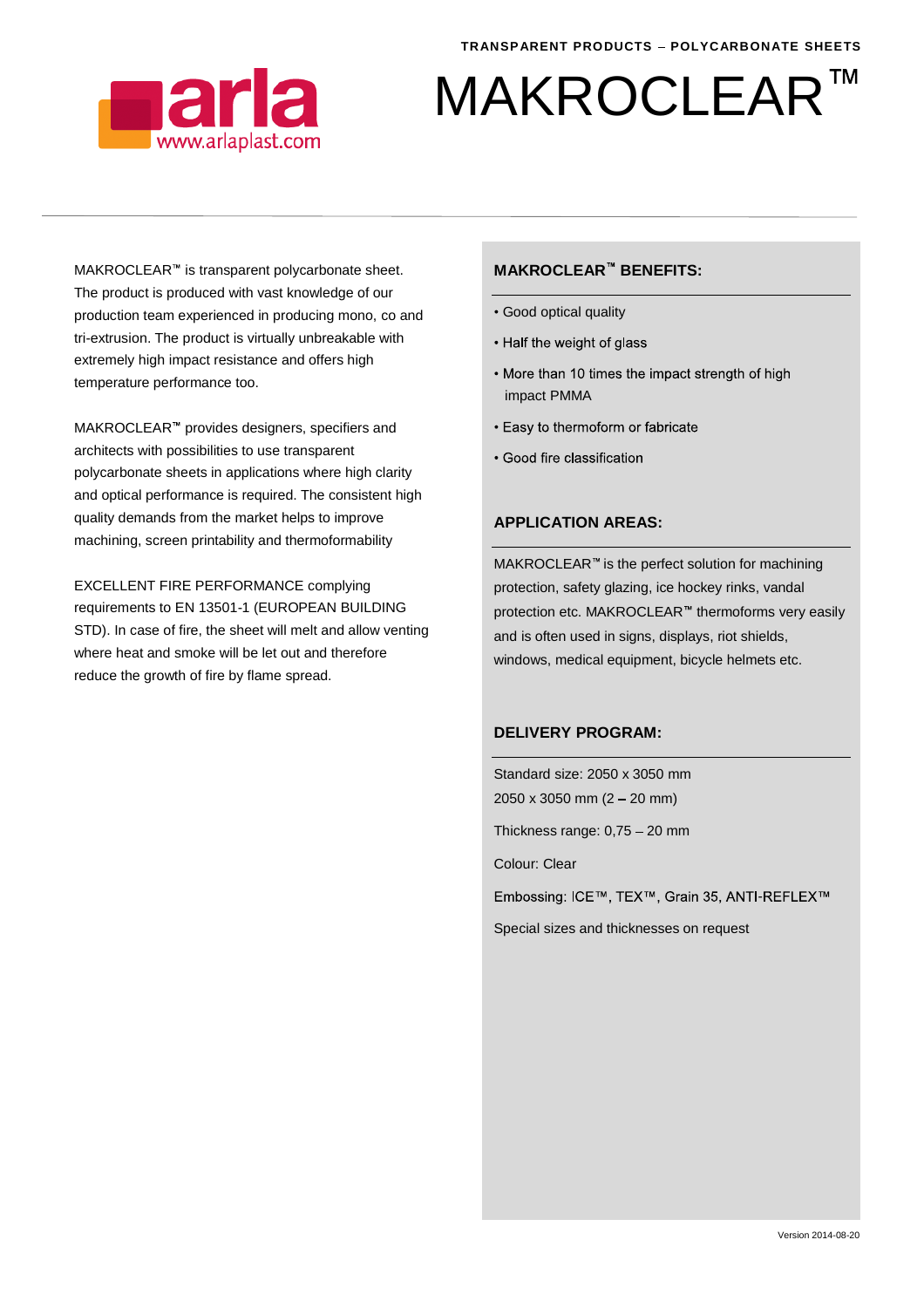TRANSPARENT PRODUCTS – POLYCARBONATE SHEETS

arla
www.arlaplast.com

# MAKROCLEAR™

MAKROCLEAR™ is transparent polycarbonate sheet. The product is produced with vast knowledge of our production team experienced in producing mono, co and tri-extrusion. The product is virtually unbreakable with extremely high impact resistance and offers high temperature performance too.

MAKROCLEAR™ provides designers, specifiers and architects with possibilities to use transparent polycarbonate sheets in applications where high clarity and optical performance is required. The consistent high quality demands from the market helps to improve machining, screen printability and thermoformability

EXCELLENT FIRE PERFORMANCE complying requirements to EN 13501-1 (EUROPEAN BUILDING STD). In case of fire, the sheet will melt and allow venting where heat and smoke will be let out and therefore reduce the growth of fire by flame spread.

## MAKROCLEAR™ BENEFITS:

- Good optical quality
- Half the weight of glass
- More than 10 times the impact strength of high impact PMMA
- Easy to thermoform or fabricate
- Good fire classification

## APPLICATION AREAS:

MAKROCLEAR™ is the perfect solution for machining protection, safety glazing, ice hockey rinks, vandal protection etc. MAKROCLEAR™ thermoforms very easily and is often used in signs, displays, riot shields, windows, medical equipment, bicycle helmets etc.

## DELIVERY PROGRAM:

Standard size: 2050 x 3050 mm
2050 x 3050 mm (2 – 20 mm)

Thickness range: 0,75 – 20 mm

Colour: Clear

Embossing: ICE™, TEX™, Grain 35, ANTI-REFLEX™

Special sizes and thicknesses on request

Version 2014-08-20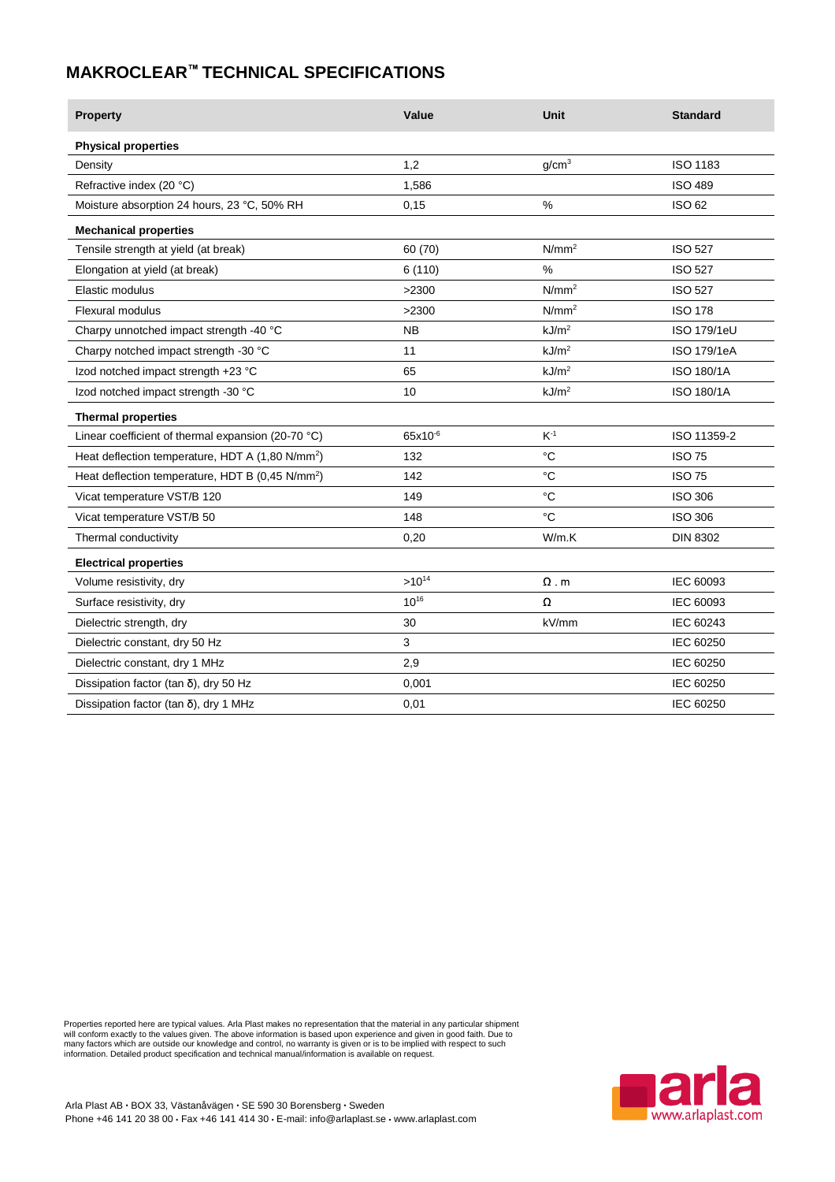## MAKROCLEAR™ TECHNICAL SPECIFICATIONS

| Property | Value | Unit | Standard |
|---|---|---|---|
| **Physical properties** | | | |
| Density | 1,2 | $g/cm^3$ | ISO 1183 |
| Refractive index (20 °C) | 1,586 | | ISO 489 |
| Moisture absorption 24 hours, 23 °C, 50% RH | 0,15 | % | ISO 62 |
| **Mechanical properties** | | | |
| Tensile strength at yield (at break) | 60 (70) | $N/mm^2$ | ISO 527 |
| Elongation at yield (at break) | 6 (110) | % | ISO 527 |
| Elastic modulus | >2300 | $N/mm^2$ | ISO 527 |
| Flexural modulus | >2300 | $N/mm^2$ | ISO 178 |
| Charpy unnotched impact strength -40 °C | NB | $kJ/m^2$ | ISO 179/1eU |
| Charpy notched impact strength -30 °C | 11 | $kJ/m^2$ | ISO 179/1eA |
| Izod notched impact strength +23 °C | 65 | $kJ/m^2$ | ISO 180/1A |
| Izod notched impact strength -30 °C | 10 | $kJ/m^2$ | ISO 180/1A |
| **Thermal properties** | | | |
| Linear coefficient of thermal expansion (20-70 °C) | $65x10^{-6}$ | $K^{-1}$ | ISO 11359-2 |
| Heat deflection temperature, HDT A (1,80 $N/mm^2$) | 132 | °C | ISO 75 |
| Heat deflection temperature, HDT B (0,45 $N/mm^2$) | 142 | °C | ISO 75 |
| Vicat temperature VST/B 120 | 149 | °C | ISO 306 |
| Vicat temperature VST/B 50 | 148 | °C | ISO 306 |
| Thermal conductivity | 0,20 | W/m.K | DIN 8302 |
| **Electrical properties** | | | |
| Volume resistivity, dry | $>10^{14}$ | Ω . m | IEC 60093 |
| Surface resistivity, dry | $10^{16}$ | Ω | IEC 60093 |
| Dielectric strength, dry | 30 | kV/mm | IEC 60243 |
| Dielectric constant, dry 50 Hz | 3 | | IEC 60250 |
| Dielectric constant, dry 1 MHz | 2,9 | | IEC 60250 |
| Dissipation factor (tan δ), dry 50 Hz | 0,001 | | IEC 60250 |
| Dissipation factor (tan δ), dry 1 MHz | 0,01 | | IEC 60250 |

Properties reported here are typical values. Arla Plast makes no representation that the material in any particular shipment will conform exactly to the values given. The above information is based upon experience and given in good faith. Due to many factors which are outside our knowledge and control, no warranty is given or is to be implied with respect to such information. Detailed product specification and technical manual/information is available on request.

Arla Plast AB · BOX 33, Västanåvägen · SE 590 30 Borensberg · Sweden
Phone +46 141 20 38 00 · Fax +46 141 414 30 · E-mail: info@arlaplast.se · www.arlaplast.com

arla
www.arlaplast.com